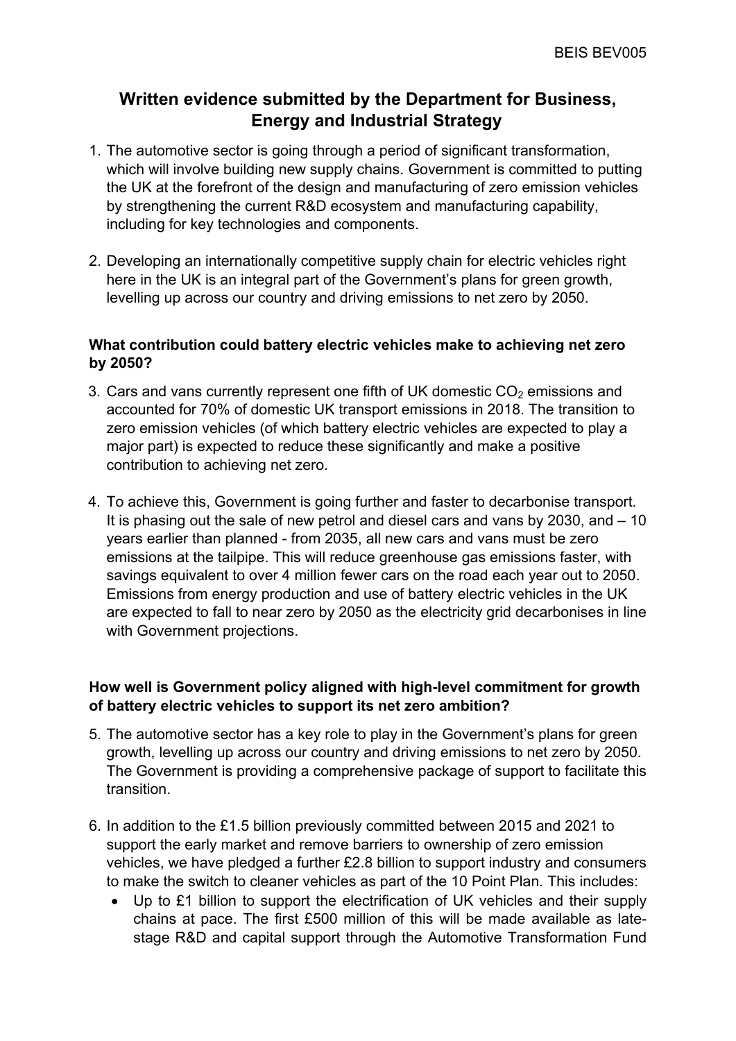# Written evidence submitted by the Department for Business, Energy and Industrial Strategy

1. The automotive sector is going through a period of significant transformation, which will involve building new supply chains. Government is committed to putting the UK at the forefront of the design and manufacturing of zero emission vehicles by strengthening the current R&D ecosystem and manufacturing capability, including for key technologies and components.

2. Developing an internationally competitive supply chain for electric vehicles right here in the UK is an integral part of the Government's plans for green growth, levelling up across our country and driving emissions to net zero by 2050.

### What contribution could battery electric vehicles make to achieving net zero by 2050?

3. Cars and vans currently represent one fifth of UK domestic $CO_2$ emissions and accounted for 70% of domestic UK transport emissions in 2018. The transition to zero emission vehicles (of which battery electric vehicles are expected to play a major part) is expected to reduce these significantly and make a positive contribution to achieving net zero.

4. To achieve this, Government is going further and faster to decarbonise transport. It is phasing out the sale of new petrol and diesel cars and vans by 2030, and – 10 years earlier than planned - from 2035, all new cars and vans must be zero emissions at the tailpipe. This will reduce greenhouse gas emissions faster, with savings equivalent to over 4 million fewer cars on the road each year out to 2050. Emissions from energy production and use of battery electric vehicles in the UK are expected to fall to near zero by 2050 as the electricity grid decarbonises in line with Government projections.

### How well is Government policy aligned with high-level commitment for growth of battery electric vehicles to support its net zero ambition?

5. The automotive sector has a key role to play in the Government's plans for green growth, levelling up across our country and driving emissions to net zero by 2050. The Government is providing a comprehensive package of support to facilitate this transition.

6. In addition to the £1.5 billion previously committed between 2015 and 2021 to support the early market and remove barriers to ownership of zero emission vehicles, we have pledged a further £2.8 billion to support industry and consumers to make the switch to cleaner vehicles as part of the 10 Point Plan. This includes:
   - Up to £1 billion to support the electrification of UK vehicles and their supply chains at pace. The first £500 million of this will be made available as late-stage R&D and capital support through the Automotive Transformation Fund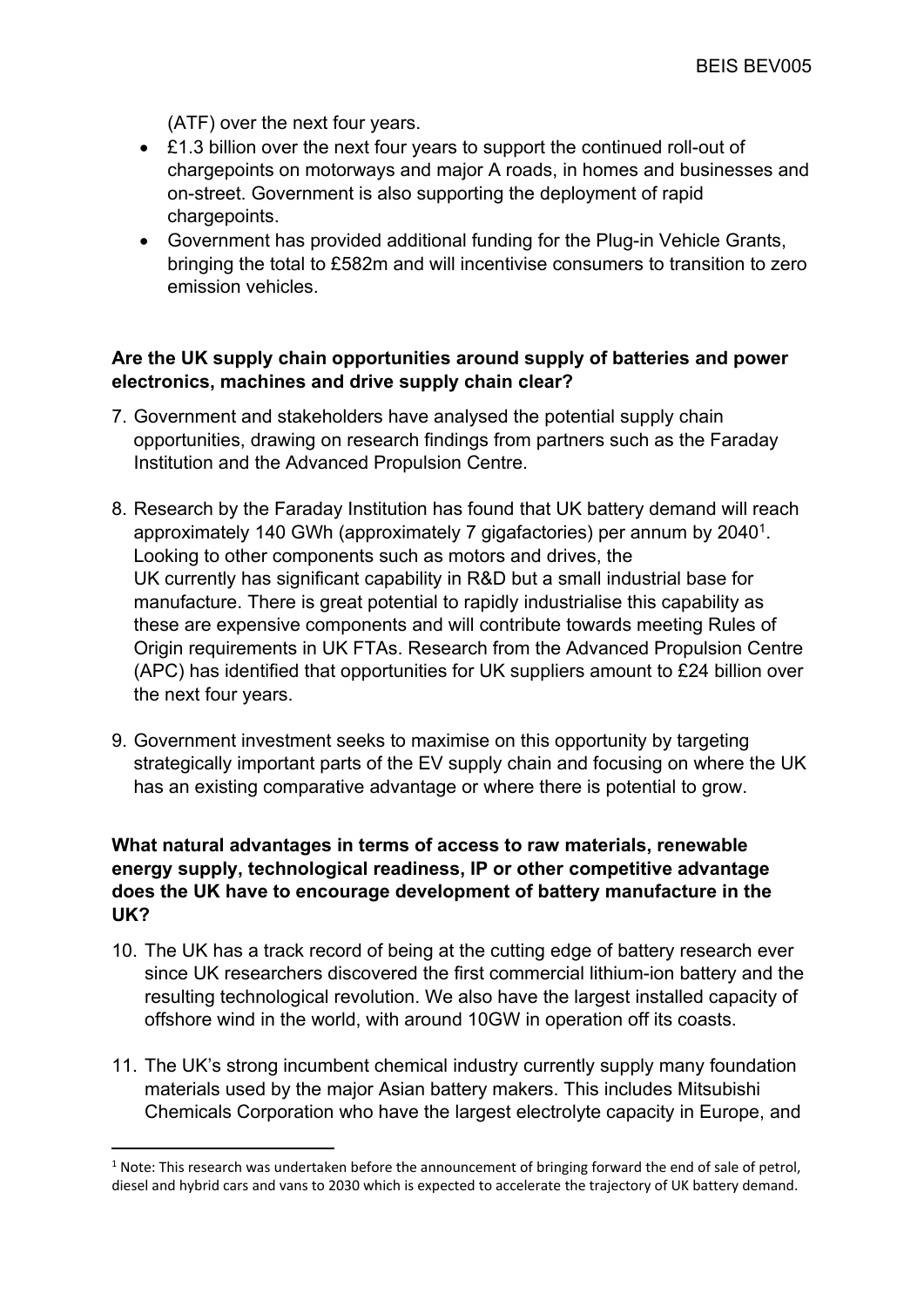(ATF) over the next four years.

- £1.3 billion over the next four years to support the continued roll-out of chargepoints on motorways and major A roads, in homes and businesses and on-street. Government is also supporting the deployment of rapid chargepoints.
- Government has provided additional funding for the Plug-in Vehicle Grants, bringing the total to £582m and will incentivise consumers to transition to zero emission vehicles.

**Are the UK supply chain opportunities around supply of batteries and power electronics, machines and drive supply chain clear?**

7. Government and stakeholders have analysed the potential supply chain opportunities, drawing on research findings from partners such as the Faraday Institution and the Advanced Propulsion Centre.

8. Research by the Faraday Institution has found that UK battery demand will reach approximately 140 GWh (approximately 7 gigafactories) per annum by 2040[1]. Looking to other components such as motors and drives, the UK currently has significant capability in R&D but a small industrial base for manufacture. There is great potential to rapidly industrialise this capability as these are expensive components and will contribute towards meeting Rules of Origin requirements in UK FTAs. Research from the Advanced Propulsion Centre (APC) has identified that opportunities for UK suppliers amount to £24 billion over the next four years.

9. Government investment seeks to maximise on this opportunity by targeting strategically important parts of the EV supply chain and focusing on where the UK has an existing comparative advantage or where there is potential to grow.

**What natural advantages in terms of access to raw materials, renewable energy supply, technological readiness, IP or other competitive advantage does the UK have to encourage development of battery manufacture in the UK?**

10. The UK has a track record of being at the cutting edge of battery research ever since UK researchers discovered the first commercial lithium-ion battery and the resulting technological revolution. We also have the largest installed capacity of offshore wind in the world, with around 10GW in operation off its coasts.

11. The UK's strong incumbent chemical industry currently supply many foundation materials used by the major Asian battery makers. This includes Mitsubishi Chemicals Corporation who have the largest electrolyte capacity in Europe, and

[1] Note: This research was undertaken before the announcement of bringing forward the end of sale of petrol, diesel and hybrid cars and vans to 2030 which is expected to accelerate the trajectory of UK battery demand.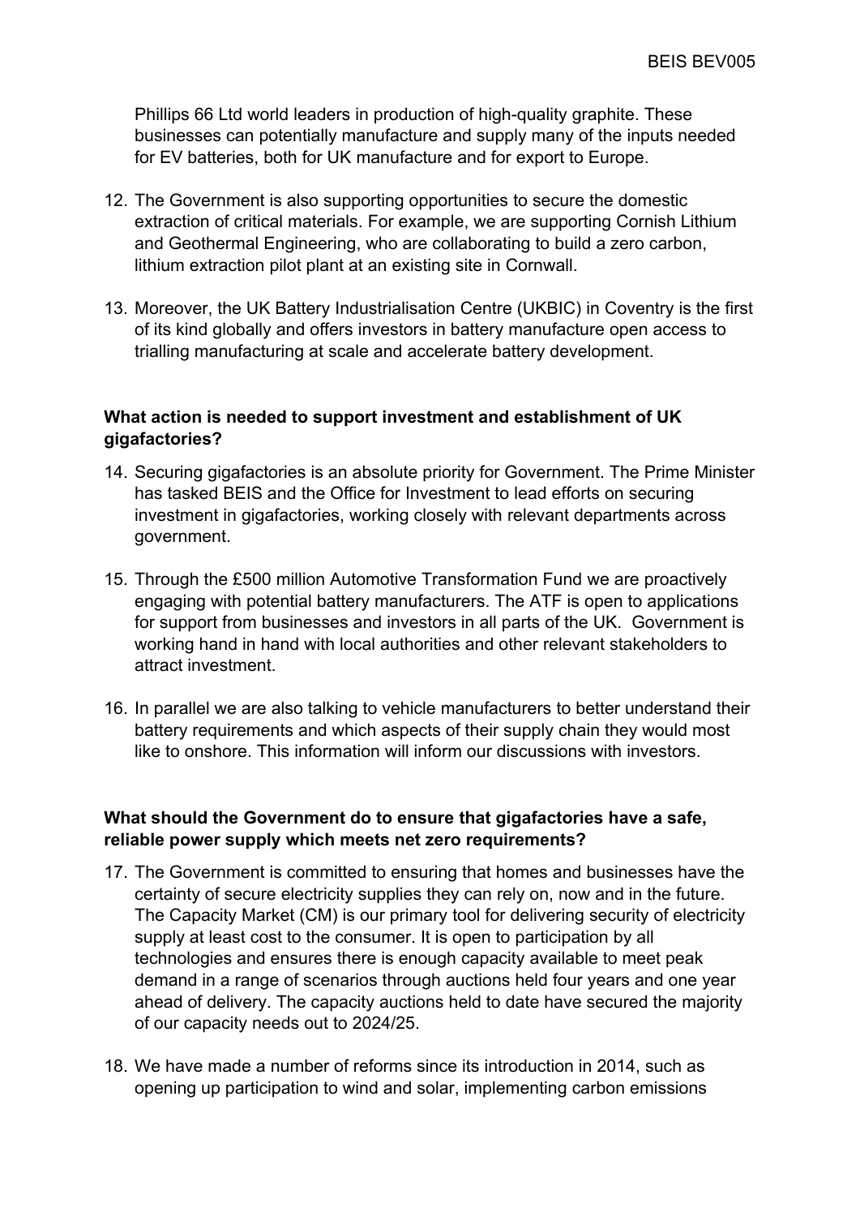Phillips 66 Ltd world leaders in production of high-quality graphite. These businesses can potentially manufacture and supply many of the inputs needed for EV batteries, both for UK manufacture and for export to Europe.

12. The Government is also supporting opportunities to secure the domestic extraction of critical materials. For example, we are supporting Cornish Lithium and Geothermal Engineering, who are collaborating to build a zero carbon, lithium extraction pilot plant at an existing site in Cornwall.

13. Moreover, the UK Battery Industrialisation Centre (UKBIC) in Coventry is the first of its kind globally and offers investors in battery manufacture open access to trialling manufacturing at scale and accelerate battery development.

**What action is needed to support investment and establishment of UK gigafactories?**

14. Securing gigafactories is an absolute priority for Government. The Prime Minister has tasked BEIS and the Office for Investment to lead efforts on securing investment in gigafactories, working closely with relevant departments across government.

15. Through the £500 million Automotive Transformation Fund we are proactively engaging with potential battery manufacturers. The ATF is open to applications for support from businesses and investors in all parts of the UK. Government is working hand in hand with local authorities and other relevant stakeholders to attract investment.

16. In parallel we are also talking to vehicle manufacturers to better understand their battery requirements and which aspects of their supply chain they would most like to onshore. This information will inform our discussions with investors.

**What should the Government do to ensure that gigafactories have a safe, reliable power supply which meets net zero requirements?**

17. The Government is committed to ensuring that homes and businesses have the certainty of secure electricity supplies they can rely on, now and in the future. The Capacity Market (CM) is our primary tool for delivering security of electricity supply at least cost to the consumer. It is open to participation by all technologies and ensures there is enough capacity available to meet peak demand in a range of scenarios through auctions held four years and one year ahead of delivery. The capacity auctions held to date have secured the majority of our capacity needs out to 2024/25.

18. We have made a number of reforms since its introduction in 2014, such as opening up participation to wind and solar, implementing carbon emissions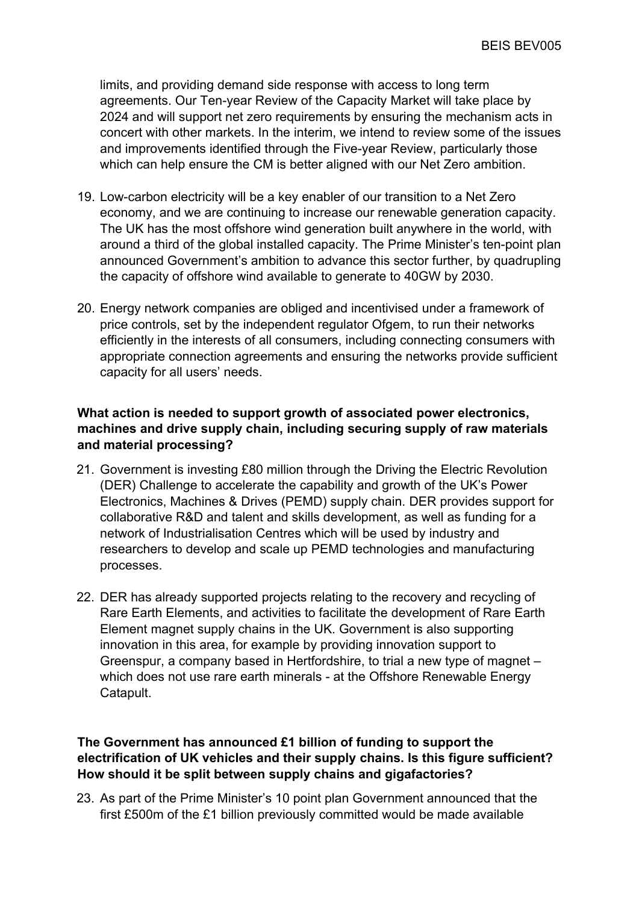limits, and providing demand side response with access to long term agreements. Our Ten-year Review of the Capacity Market will take place by 2024 and will support net zero requirements by ensuring the mechanism acts in concert with other markets. In the interim, we intend to review some of the issues and improvements identified through the Five-year Review, particularly those which can help ensure the CM is better aligned with our Net Zero ambition.

19. Low-carbon electricity will be a key enabler of our transition to a Net Zero economy, and we are continuing to increase our renewable generation capacity. The UK has the most offshore wind generation built anywhere in the world, with around a third of the global installed capacity. The Prime Minister's ten-point plan announced Government's ambition to advance this sector further, by quadrupling the capacity of offshore wind available to generate to 40GW by 2030.

20. Energy network companies are obliged and incentivised under a framework of price controls, set by the independent regulator Ofgem, to run their networks efficiently in the interests of all consumers, including connecting consumers with appropriate connection agreements and ensuring the networks provide sufficient capacity for all users' needs.

**What action is needed to support growth of associated power electronics, machines and drive supply chain, including securing supply of raw materials and material processing?**

21. Government is investing £80 million through the Driving the Electric Revolution (DER) Challenge to accelerate the capability and growth of the UK's Power Electronics, Machines & Drives (PEMD) supply chain. DER provides support for collaborative R&D and talent and skills development, as well as funding for a network of Industrialisation Centres which will be used by industry and researchers to develop and scale up PEMD technologies and manufacturing processes.

22. DER has already supported projects relating to the recovery and recycling of Rare Earth Elements, and activities to facilitate the development of Rare Earth Element magnet supply chains in the UK. Government is also supporting innovation in this area, for example by providing innovation support to Greenspur, a company based in Hertfordshire, to trial a new type of magnet – which does not use rare earth minerals - at the Offshore Renewable Energy Catapult.

**The Government has announced £1 billion of funding to support the electrification of UK vehicles and their supply chains. Is this figure sufficient? How should it be split between supply chains and gigafactories?**

23. As part of the Prime Minister's 10 point plan Government announced that the first £500m of the £1 billion previously committed would be made available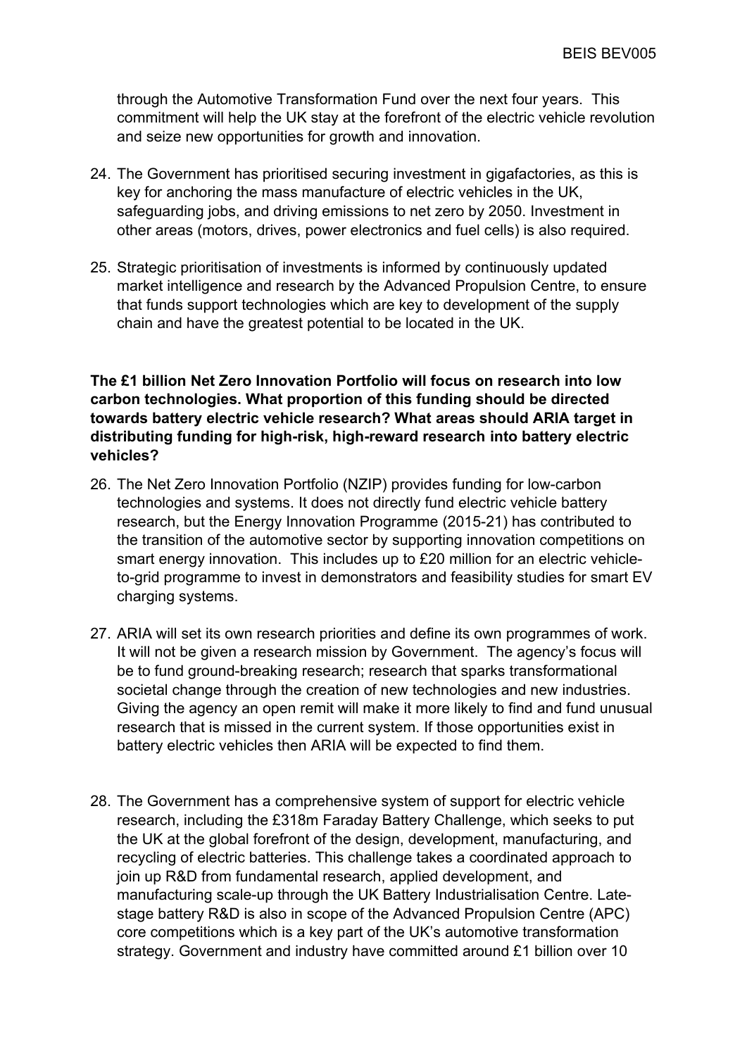through the Automotive Transformation Fund over the next four years. This commitment will help the UK stay at the forefront of the electric vehicle revolution and seize new opportunities for growth and innovation.

24. The Government has prioritised securing investment in gigafactories, as this is key for anchoring the mass manufacture of electric vehicles in the UK, safeguarding jobs, and driving emissions to net zero by 2050. Investment in other areas (motors, drives, power electronics and fuel cells) is also required.

25. Strategic prioritisation of investments is informed by continuously updated market intelligence and research by the Advanced Propulsion Centre, to ensure that funds support technologies which are key to development of the supply chain and have the greatest potential to be located in the UK.

**The £1 billion Net Zero Innovation Portfolio will focus on research into low carbon technologies. What proportion of this funding should be directed towards battery electric vehicle research? What areas should ARIA target in distributing funding for high-risk, high-reward research into battery electric vehicles?**

26. The Net Zero Innovation Portfolio (NZIP) provides funding for low-carbon technologies and systems. It does not directly fund electric vehicle battery research, but the Energy Innovation Programme (2015-21) has contributed to the transition of the automotive sector by supporting innovation competitions on smart energy innovation. This includes up to £20 million for an electric vehicle-to-grid programme to invest in demonstrators and feasibility studies for smart EV charging systems.

27. ARIA will set its own research priorities and define its own programmes of work. It will not be given a research mission by Government. The agency's focus will be to fund ground-breaking research; research that sparks transformational societal change through the creation of new technologies and new industries. Giving the agency an open remit will make it more likely to find and fund unusual research that is missed in the current system. If those opportunities exist in battery electric vehicles then ARIA will be expected to find them.

28. The Government has a comprehensive system of support for electric vehicle research, including the £318m Faraday Battery Challenge, which seeks to put the UK at the global forefront of the design, development, manufacturing, and recycling of electric batteries. This challenge takes a coordinated approach to join up R&D from fundamental research, applied development, and manufacturing scale-up through the UK Battery Industrialisation Centre. Late-stage battery R&D is also in scope of the Advanced Propulsion Centre (APC) core competitions which is a key part of the UK's automotive transformation strategy. Government and industry have committed around £1 billion over 10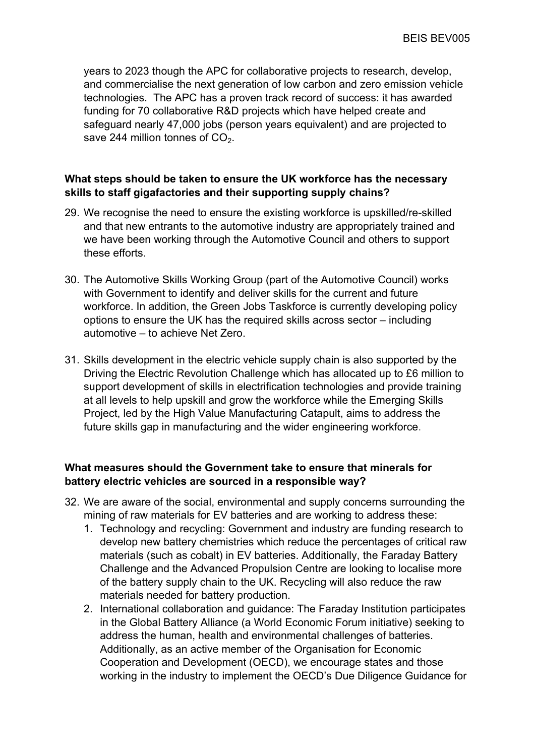years to 2023 though the APC for collaborative projects to research, develop, and commercialise the next generation of low carbon and zero emission vehicle technologies. The APC has a proven track record of success: it has awarded funding for 70 collaborative R&D projects which have helped create and safeguard nearly 47,000 jobs (person years equivalent) and are projected to save 244 million tonnes of $CO_2$.

**What steps should be taken to ensure the UK workforce has the necessary skills to staff gigafactories and their supporting supply chains?**

29. We recognise the need to ensure the existing workforce is upskilled/re-skilled and that new entrants to the automotive industry are appropriately trained and we have been working through the Automotive Council and others to support these efforts.

30. The Automotive Skills Working Group (part of the Automotive Council) works with Government to identify and deliver skills for the current and future workforce. In addition, the Green Jobs Taskforce is currently developing policy options to ensure the UK has the required skills across sector – including automotive – to achieve Net Zero.

31. Skills development in the electric vehicle supply chain is also supported by the Driving the Electric Revolution Challenge which has allocated up to £6 million to support development of skills in electrification technologies and provide training at all levels to help upskill and grow the workforce while the Emerging Skills Project, led by the High Value Manufacturing Catapult, aims to address the future skills gap in manufacturing and the wider engineering workforce.

**What measures should the Government take to ensure that minerals for battery electric vehicles are sourced in a responsible way?**

32. We are aware of the social, environmental and supply concerns surrounding the mining of raw materials for EV batteries and are working to address these:
    1. Technology and recycling: Government and industry are funding research to develop new battery chemistries which reduce the percentages of critical raw materials (such as cobalt) in EV batteries. Additionally, the Faraday Battery Challenge and the Advanced Propulsion Centre are looking to localise more of the battery supply chain to the UK. Recycling will also reduce the raw materials needed for battery production.
    2. International collaboration and guidance: The Faraday Institution participates in the Global Battery Alliance (a World Economic Forum initiative) seeking to address the human, health and environmental challenges of batteries. Additionally, as an active member of the Organisation for Economic Cooperation and Development (OECD), we encourage states and those working in the industry to implement the OECD's Due Diligence Guidance for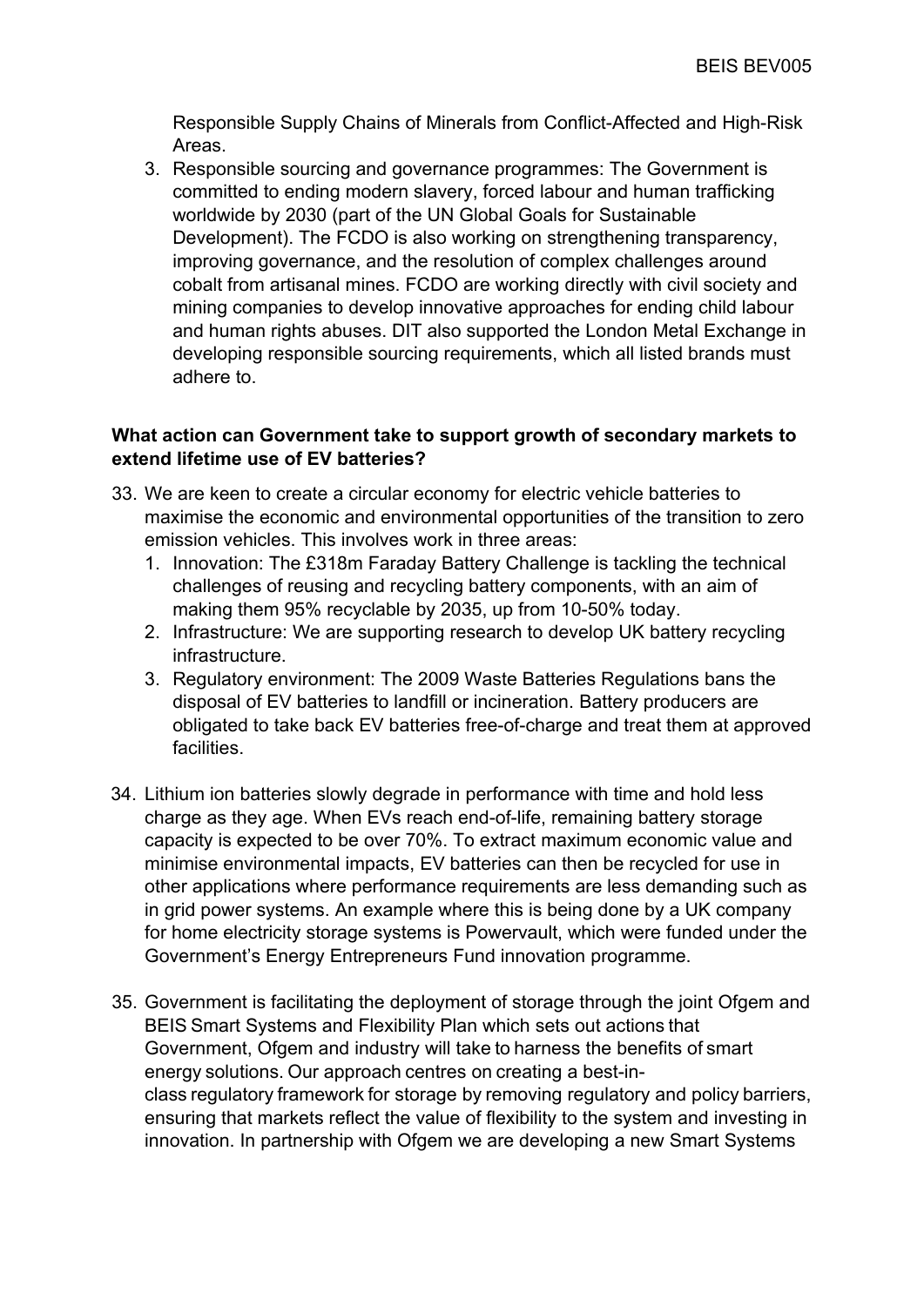Responsible Supply Chains of Minerals from Conflict-Affected and High-Risk Areas.

3. Responsible sourcing and governance programmes: The Government is committed to ending modern slavery, forced labour and human trafficking worldwide by 2030 (part of the UN Global Goals for Sustainable Development). The FCDO is also working on strengthening transparency, improving governance, and the resolution of complex challenges around cobalt from artisanal mines. FCDO are working directly with civil society and mining companies to develop innovative approaches for ending child labour and human rights abuses. DIT also supported the London Metal Exchange in developing responsible sourcing requirements, which all listed brands must adhere to.

**What action can Government take to support growth of secondary markets to extend lifetime use of EV batteries?**

33. We are keen to create a circular economy for electric vehicle batteries to maximise the economic and environmental opportunities of the transition to zero emission vehicles. This involves work in three areas:
    1. Innovation: The £318m Faraday Battery Challenge is tackling the technical challenges of reusing and recycling battery components, with an aim of making them 95% recyclable by 2035, up from 10-50% today.
    2. Infrastructure: We are supporting research to develop UK battery recycling infrastructure.
    3. Regulatory environment: The 2009 Waste Batteries Regulations bans the disposal of EV batteries to landfill or incineration. Battery producers are obligated to take back EV batteries free-of-charge and treat them at approved facilities.

34. Lithium ion batteries slowly degrade in performance with time and hold less charge as they age. When EVs reach end-of-life, remaining battery storage capacity is expected to be over 70%. To extract maximum economic value and minimise environmental impacts, EV batteries can then be recycled for use in other applications where performance requirements are less demanding such as in grid power systems. An example where this is being done by a UK company for home electricity storage systems is Powervault, which were funded under the Government's Energy Entrepreneurs Fund innovation programme.

35. Government is facilitating the deployment of storage through the joint Ofgem and BEIS Smart Systems and Flexibility Plan which sets out actions that Government, Ofgem and industry will take to harness the benefits of smart energy solutions. Our approach centres on creating a best-in-class regulatory framework for storage by removing regulatory and policy barriers, ensuring that markets reflect the value of flexibility to the system and investing in innovation. In partnership with Ofgem we are developing a new Smart Systems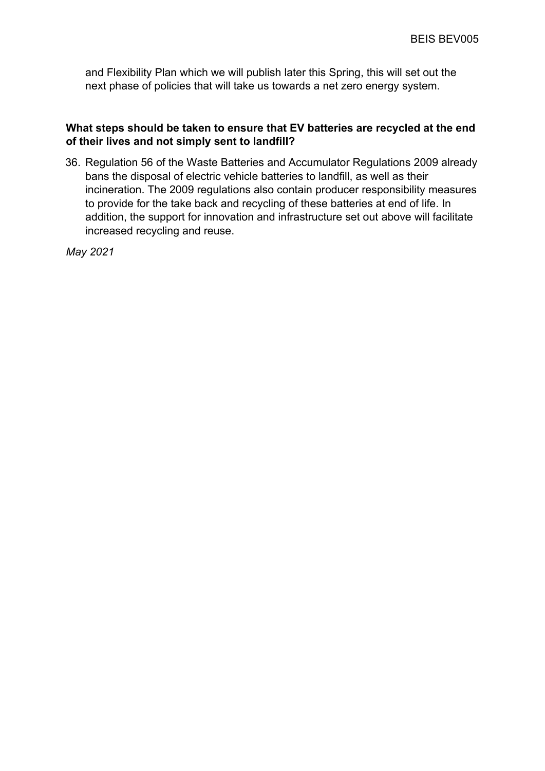and Flexibility Plan which we will publish later this Spring, this will set out the next phase of policies that will take us towards a net zero energy system.

**What steps should be taken to ensure that EV batteries are recycled at the end of their lives and not simply sent to landfill?**

36. Regulation 56 of the Waste Batteries and Accumulator Regulations 2009 already bans the disposal of electric vehicle batteries to landfill, as well as their incineration. The 2009 regulations also contain producer responsibility measures to provide for the take back and recycling of these batteries at end of life. In addition, the support for innovation and infrastructure set out above will facilitate increased recycling and reuse.

*May 2021*